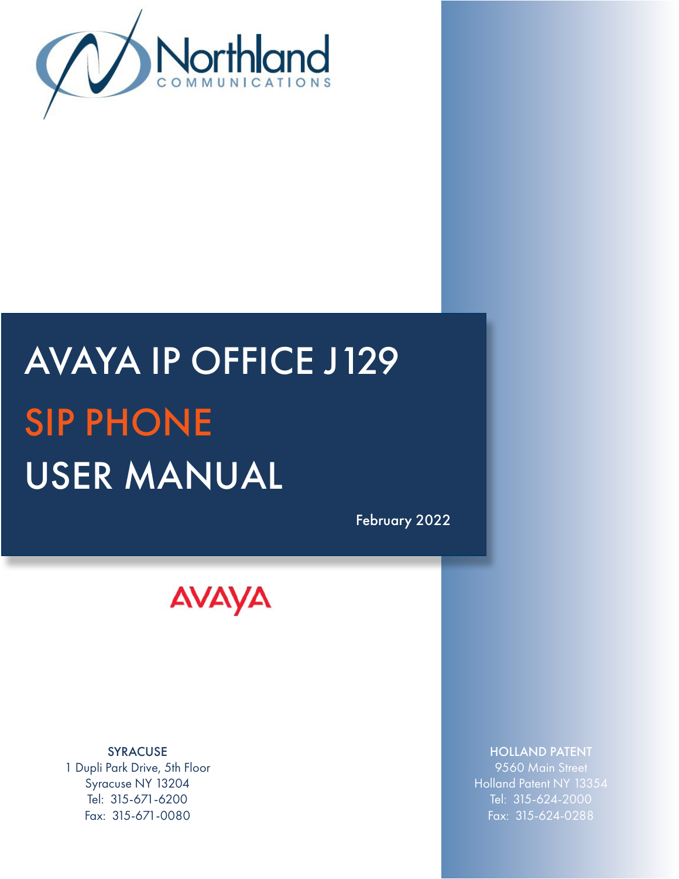Northland
COMMUNICATIONS

# AVAYA IP OFFICE J129

# SIP PHONE

# USER MANUAL

February 2022

AVAYA

SYRACUSE
1 Dupli Park Drive, 5th Floor
Syracuse NY 13204
Tel: 315-671-6200
Fax: 315-671-0080

HOLLAND PATENT
9560 Main Street
Holland Patent NY 13354
Tel: 315-624-2000
Fax: 315-624-0288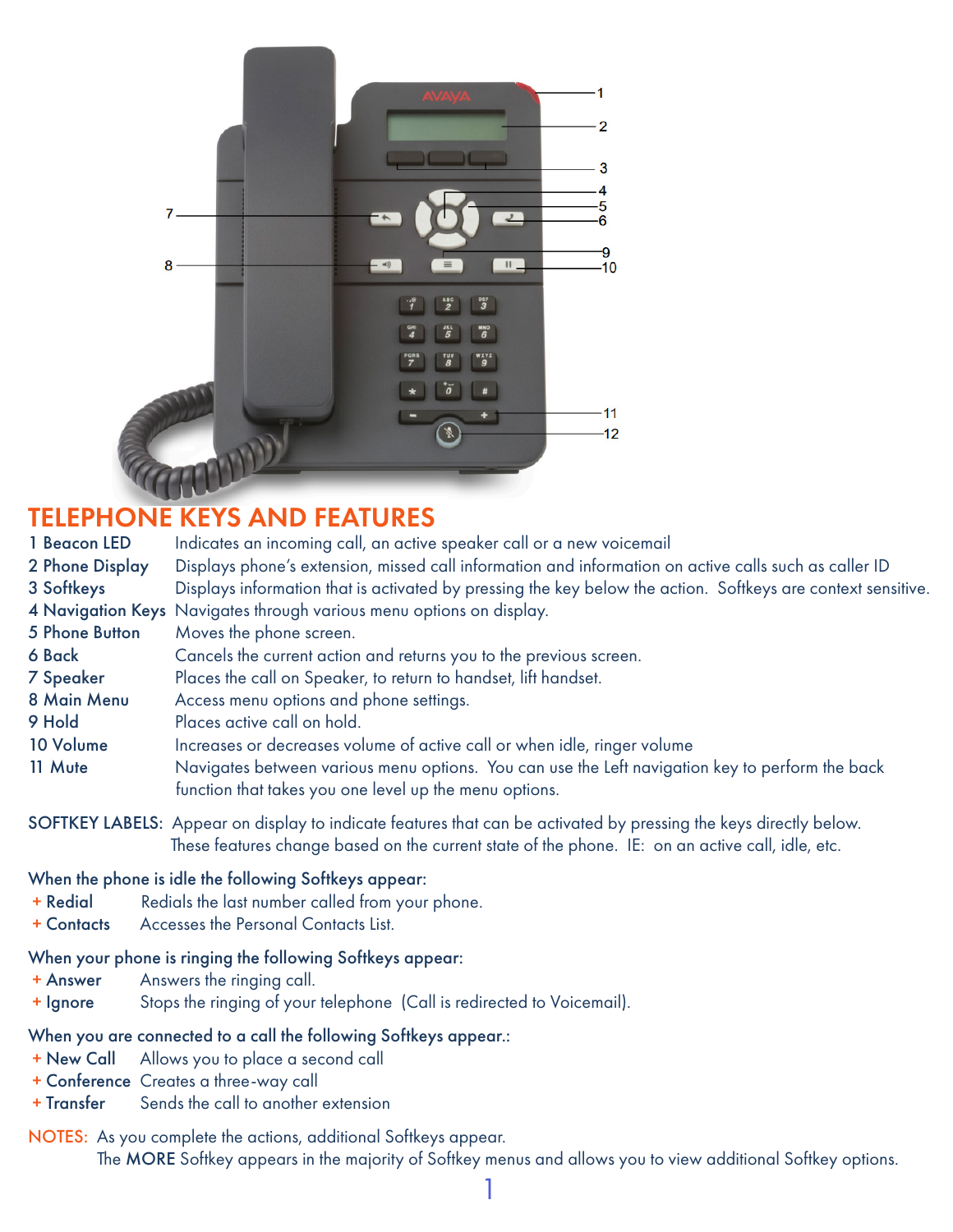## TELEPHONE KEYS AND FEATURES

| | |
|---|---|
| **1 Beacon LED** | Indicates an incoming call, an active speaker call or a new voicemail |
| **2 Phone Display** | Displays phone's extension, missed call information and information on active calls such as caller ID |
| **3 Softkeys** | Displays information that is activated by pressing the key below the action. Softkeys are context sensitive. |
| **4 Navigation Keys** | Navigates through various menu options on display. |
| **5 Phone Button** | Moves the phone screen. |
| **6 Back** | Cancels the current action and returns you to the previous screen. |
| **7 Speaker** | Places the call on Speaker, to return to handset, lift handset. |
| **8 Main Menu** | Access menu options and phone settings. |
| **9 Hold** | Places active call on hold. |
| **10 Volume** | Increases or decreases volume of active call or when idle, ringer volume |
| **11 Mute** | Navigates between various menu options. You can use the Left navigation key to perform the back function that takes you one level up the menu options. |

SOFTKEY LABELS: Appear on display to indicate features that can be activated by pressing the keys directly below. These features change based on the current state of the phone. IE: on an active call, idle, etc.

When the phone is idle the following Softkeys appear:

+ **Redial** Redials the last number called from your phone.
+ **Contacts** Accesses the Personal Contacts List.

When your phone is ringing the following Softkeys appear:

+ **Answer** Answers the ringing call.
+ **Ignore** Stops the ringing of your telephone (Call is redirected to Voicemail).

When you are connected to a call the following Softkeys appear.:

+ **New Call** Allows you to place a second call
+ **Conference** Creates a three-way call
+ **Transfer** Sends the call to another extension

NOTES: As you complete the actions, additional Softkeys appear.
The **MORE** Softkey appears in the majority of Softkey menus and allows you to view additional Softkey options.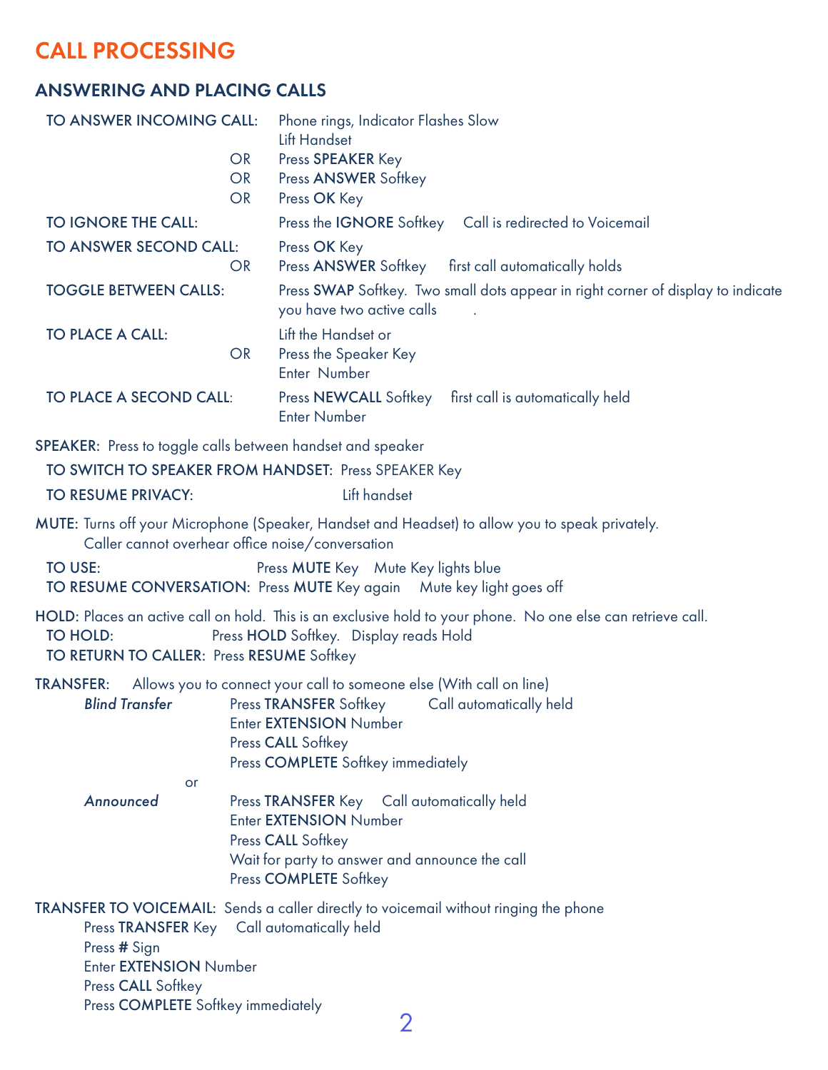# CALL PROCESSING

## ANSWERING AND PLACING CALLS

**TO ANSWER INCOMING CALL:** Phone rings, Indicator Flashes Slow
Lift Handset
OR Press **SPEAKER** Key
OR Press **ANSWER** Softkey
OR Press **OK** Key

**TO IGNORE THE CALL:** Press the **IGNORE** Softkey    Call is redirected to Voicemail

**TO ANSWER SECOND CALL:** Press **OK** Key
OR Press **ANSWER** Softkey    first call automatically holds

**TOGGLE BETWEEN CALLS:** Press **SWAP** Softkey. Two small dots appear in right corner of display to indicate you have two active calls .

**TO PLACE A CALL:** Lift the Handset or
OR Press the Speaker Key
Enter Number

**TO PLACE A SECOND CALL:** Press **NEWCALL** Softkey    first call is automatically held
Enter Number

**SPEAKER:** Press to toggle calls between handset and speaker

**TO SWITCH TO SPEAKER FROM HANDSET:** Press SPEAKER Key

**TO RESUME PRIVACY:** Lift handset

**MUTE:** Turns off your Microphone (Speaker, Handset and Headset) to allow you to speak privately. Caller cannot overhear office noise/conversation

**TO USE:** Press **MUTE** Key    Mute Key lights blue
**TO RESUME CONVERSATION:** Press **MUTE** Key again    Mute key light goes off

**HOLD:** Places an active call on hold. This is an exclusive hold to your phone. No one else can retrieve call.
**TO HOLD:** Press **HOLD** Softkey. Display reads Hold
**TO RETURN TO CALLER:** Press **RESUME** Softkey

**TRANSFER:** Allows you to connect your call to someone else (With call on line)

*Blind Transfer*
Press **TRANSFER** Softkey    Call automatically held
Enter **EXTENSION** Number
Press **CALL** Softkey
Press **COMPLETE** Softkey immediately

or

*Announced*
Press **TRANSFER** Key    Call automatically held
Enter **EXTENSION** Number
Press **CALL** Softkey
Wait for party to answer and announce the call
Press **COMPLETE** Softkey

**TRANSFER TO VOICEMAIL:** Sends a caller directly to voicemail without ringing the phone
Press **TRANSFER** Key    Call automatically held
Press **#** Sign
Enter **EXTENSION** Number
Press **CALL** Softkey
Press **COMPLETE** Softkey immediately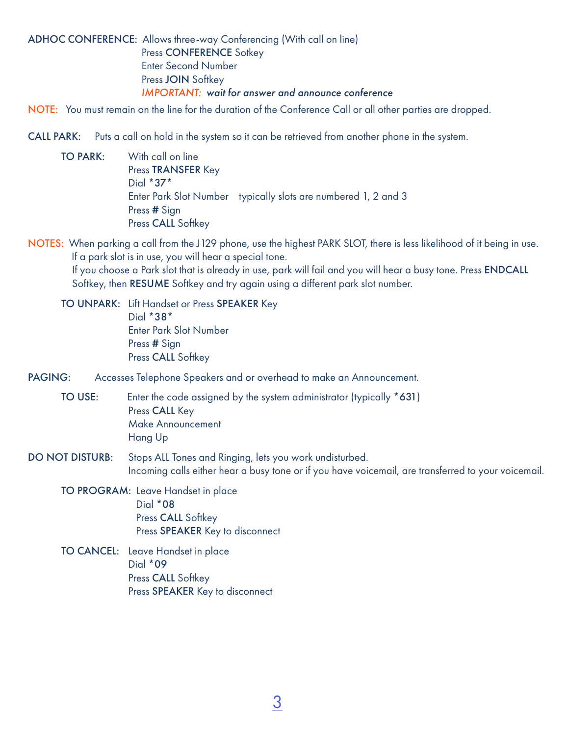**ADHOC CONFERENCE:** Allows three-way Conferencing (With call on line)
Press **CONFERENCE** Sotkey
Enter Second Number
Press **JOIN** Softkey
*IMPORTANT:* ***wait for answer and announce conference***

NOTE: You must remain on the line for the duration of the Conference Call or all other parties are dropped.

**CALL PARK:** Puts a call on hold in the system so it can be retrieved from another phone in the system.

**TO PARK:**
With call on line
Press **TRANSFER** Key
Dial ***37***
Enter Park Slot Number typically slots are numbered 1, 2 and 3
Press **#** Sign
Press **CALL** Softkey

NOTES: When parking a call from the J129 phone, use the highest PARK SLOT, there is less likelihood of it being in use.
If a park slot is in use, you will hear a special tone.
If you choose a Park slot that is already in use, park will fail and you will hear a busy tone. Press **ENDCALL** Softkey, then **RESUME** Softkey and try again using a different park slot number.

**TO UNPARK:**
Lift Handset or Press **SPEAKER** Key
Dial ***38***
Enter Park Slot Number
Press **#** Sign
Press **CALL** Softkey

**PAGING:** Accesses Telephone Speakers and or overhead to make an Announcement.

**TO USE:**
Enter the code assigned by the system administrator (typically ***631**)
Press **CALL** Key
Make Announcement
Hang Up

**DO NOT DISTURB:** Stops ALL Tones and Ringing, lets you work undisturbed.
Incoming calls either hear a busy tone or if you have voicemail, are transferred to your voicemail.

**TO PROGRAM:**
Leave Handset in place
Dial ***08**
Press **CALL** Softkey
Press **SPEAKER** Key to disconnect

**TO CANCEL:**
Leave Handset in place
Dial ***09**
Press **CALL** Softkey
Press **SPEAKER** Key to disconnect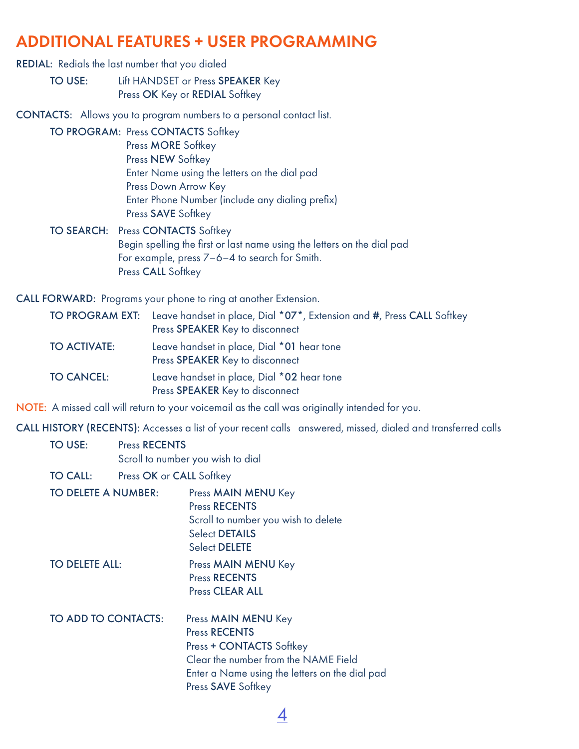## ADDITIONAL FEATURES + USER PROGRAMMING

**REDIAL:** Redials the last number that you dialed

**TO USE:** Lift HANDSET or Press **SPEAKER** Key
Press **OK** Key or **REDIAL** Softkey

**CONTACTS:** Allows you to program numbers to a personal contact list.

**TO PROGRAM:** Press **CONTACTS** Softkey
Press **MORE** Softkey
Press **NEW** Softkey
Enter Name using the letters on the dial pad
Press Down Arrow Key
Enter Phone Number (include any dialing prefix)
Press **SAVE** Softkey

**TO SEARCH:** Press **CONTACTS** Softkey
Begin spelling the first or last name using the letters on the dial pad
For example, press 7–6–4 to search for Smith.
Press **CALL** Softkey

**CALL FORWARD:** Programs your phone to ring at another Extension.

**TO PROGRAM EXT:** Leave handset in place, Dial ***07***, Extension and **#**, Press **CALL** Softkey
Press **SPEAKER** Key to disconnect

**TO ACTIVATE:** Leave handset in place, Dial ***01** hear tone
Press **SPEAKER** Key to disconnect

**TO CANCEL:** Leave handset in place, Dial ***02** hear tone
Press **SPEAKER** Key to disconnect

NOTE: A missed call will return to your voicemail as the call was originally intended for you.

**CALL HISTORY (RECENTS):** Accesses a list of your recent calls answered, missed, dialed and transferred calls

**TO USE:** Press **RECENTS**
Scroll to number you wish to dial

**TO CALL:** Press **OK** or **CALL** Softkey

**TO DELETE A NUMBER:** Press **MAIN MENU** Key
Press **RECENTS**
Scroll to number you wish to delete
Select **DETAILS**
Select **DELETE**

**TO DELETE ALL:** Press **MAIN MENU** Key
Press **RECENTS**
Press **CLEAR ALL**

**TO ADD TO CONTACTS:** Press **MAIN MENU** Key
Press **RECENTS**
Press **+ CONTACTS** Softkey
Clear the number from the NAME Field
Enter a Name using the letters on the dial pad
Press **SAVE** Softkey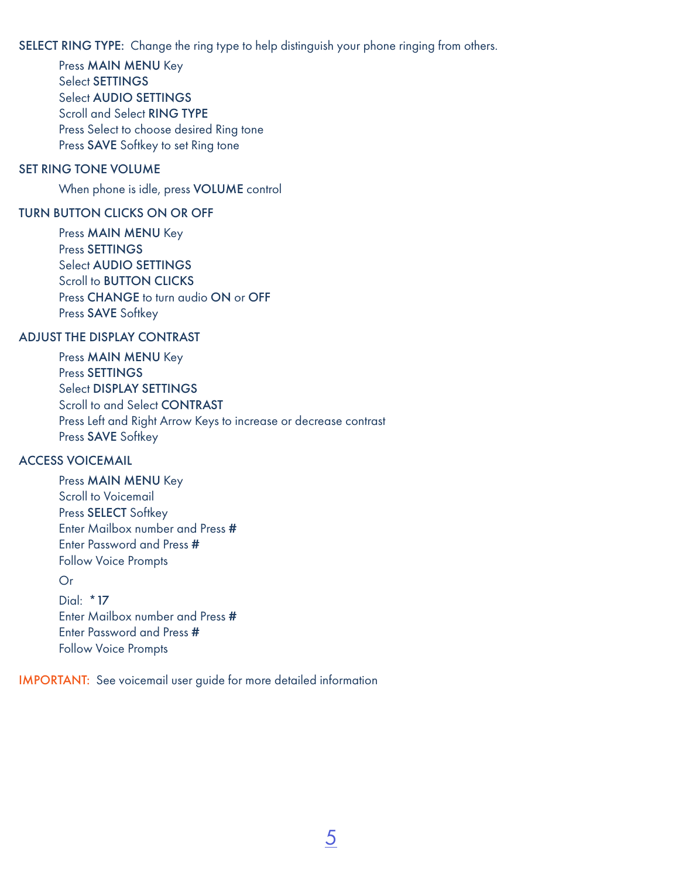## SELECT RING TYPE: Change the ring type to help distinguish your phone ringing from others.

Press **MAIN MENU** Key
Select **SETTINGS**
Select **AUDIO SETTINGS**
Scroll and Select **RING TYPE**
Press Select to choose desired Ring tone
Press **SAVE** Softkey to set Ring tone

## SET RING TONE VOLUME

When phone is idle, press **VOLUME** control

## TURN BUTTON CLICKS ON OR OFF

Press **MAIN MENU** Key
Press **SETTINGS**
Select **AUDIO SETTINGS**
Scroll to **BUTTON CLICKS**
Press **CHANGE** to turn audio **ON** or **OFF**
Press **SAVE** Softkey

## ADJUST THE DISPLAY CONTRAST

Press **MAIN MENU** Key
Press **SETTINGS**
Select **DISPLAY SETTINGS**
Scroll to and Select **CONTRAST**
Press Left and Right Arrow Keys to increase or decrease contrast
Press **SAVE** Softkey

## ACCESS VOICEMAIL

Press **MAIN MENU** Key
Scroll to Voicemail
Press **SELECT** Softkey
Enter Mailbox number and Press **#**
Enter Password and Press **#**
Follow Voice Prompts

Or

Dial: **\* 17**
Enter Mailbox number and Press **#**
Enter Password and Press **#**
Follow Voice Prompts

**IMPORTANT:** See voicemail user guide for more detailed information